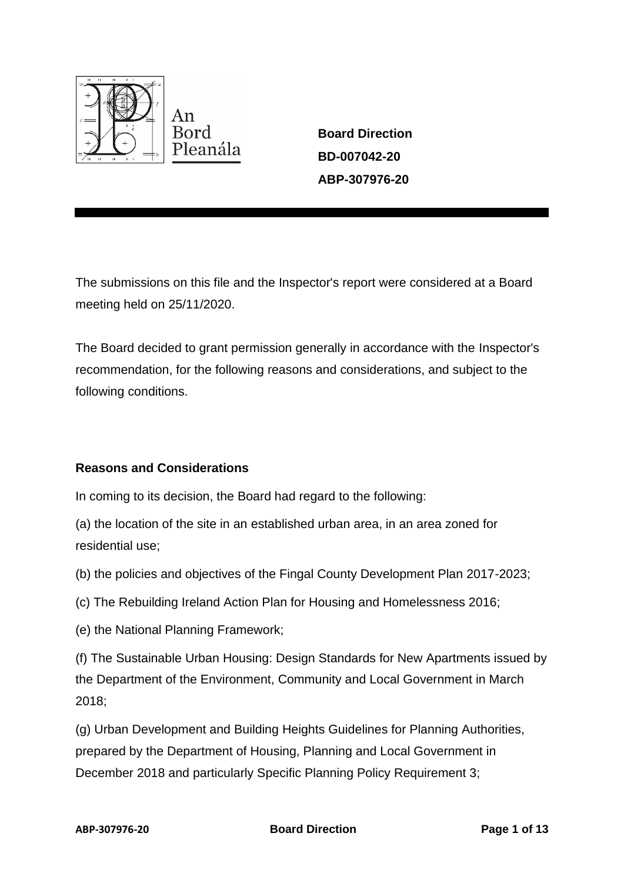An Bord Pleanála

**Board Direction**
**BD-007042-20**
**ABP-307976-20**

The submissions on this file and the Inspector's report were considered at a Board meeting held on 25/11/2020.

The Board decided to grant permission generally in accordance with the Inspector's recommendation, for the following reasons and considerations, and subject to the following conditions.

**Reasons and Considerations**

In coming to its decision, the Board had regard to the following:

(a) the location of the site in an established urban area, in an area zoned for residential use;

(b) the policies and objectives of the Fingal County Development Plan 2017-2023;

(c) The Rebuilding Ireland Action Plan for Housing and Homelessness 2016;

(e) the National Planning Framework;

(f) The Sustainable Urban Housing: Design Standards for New Apartments issued by the Department of the Environment, Community and Local Government in March 2018;

(g) Urban Development and Building Heights Guidelines for Planning Authorities, prepared by the Department of Housing, Planning and Local Government in December 2018 and particularly Specific Planning Policy Requirement 3;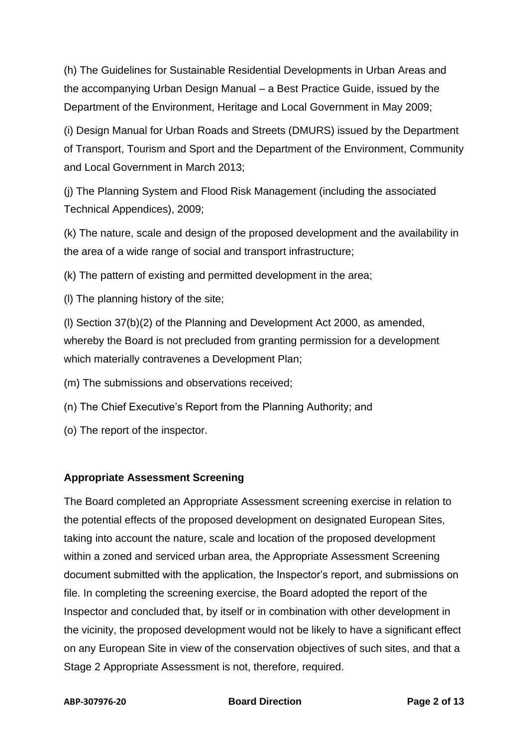(h) The Guidelines for Sustainable Residential Developments in Urban Areas and the accompanying Urban Design Manual – a Best Practice Guide, issued by the Department of the Environment, Heritage and Local Government in May 2009;

(i) Design Manual for Urban Roads and Streets (DMURS) issued by the Department of Transport, Tourism and Sport and the Department of the Environment, Community and Local Government in March 2013;

(j) The Planning System and Flood Risk Management (including the associated Technical Appendices), 2009;

(k) The nature, scale and design of the proposed development and the availability in the area of a wide range of social and transport infrastructure;

(k) The pattern of existing and permitted development in the area;

(l) The planning history of the site;

(l) Section 37(b)(2) of the Planning and Development Act 2000, as amended, whereby the Board is not precluded from granting permission for a development which materially contravenes a Development Plan;

(m) The submissions and observations received;

(n) The Chief Executive's Report from the Planning Authority; and

(o) The report of the inspector.

**Appropriate Assessment Screening**

The Board completed an Appropriate Assessment screening exercise in relation to the potential effects of the proposed development on designated European Sites, taking into account the nature, scale and location of the proposed development within a zoned and serviced urban area, the Appropriate Assessment Screening document submitted with the application, the Inspector's report, and submissions on file. In completing the screening exercise, the Board adopted the report of the Inspector and concluded that, by itself or in combination with other development in the vicinity, the proposed development would not be likely to have a significant effect on any European Site in view of the conservation objectives of such sites, and that a Stage 2 Appropriate Assessment is not, therefore, required.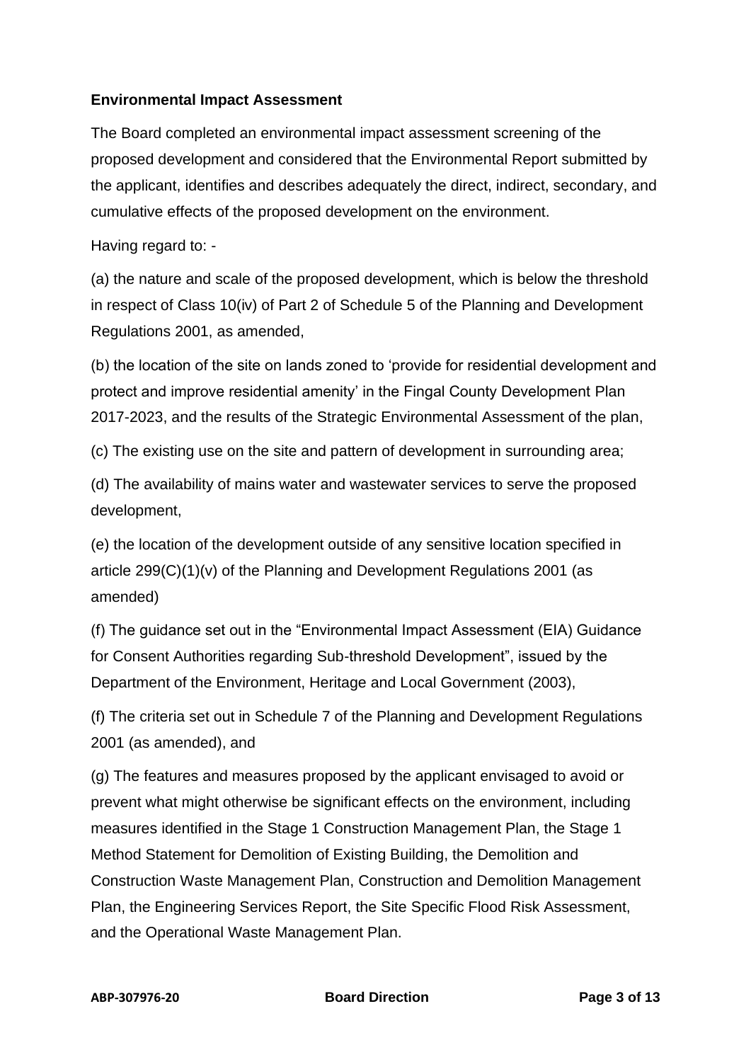**Environmental Impact Assessment**

The Board completed an environmental impact assessment screening of the proposed development and considered that the Environmental Report submitted by the applicant, identifies and describes adequately the direct, indirect, secondary, and cumulative effects of the proposed development on the environment.

Having regard to: -

(a) the nature and scale of the proposed development, which is below the threshold in respect of Class 10(iv) of Part 2 of Schedule 5 of the Planning and Development Regulations 2001, as amended,

(b) the location of the site on lands zoned to 'provide for residential development and protect and improve residential amenity' in the Fingal County Development Plan 2017-2023, and the results of the Strategic Environmental Assessment of the plan,

(c) The existing use on the site and pattern of development in surrounding area;

(d) The availability of mains water and wastewater services to serve the proposed development,

(e) the location of the development outside of any sensitive location specified in article 299(C)(1)(v) of the Planning and Development Regulations 2001 (as amended)

(f) The guidance set out in the "Environmental Impact Assessment (EIA) Guidance for Consent Authorities regarding Sub-threshold Development", issued by the Department of the Environment, Heritage and Local Government (2003),

(f) The criteria set out in Schedule 7 of the Planning and Development Regulations 2001 (as amended), and

(g) The features and measures proposed by the applicant envisaged to avoid or prevent what might otherwise be significant effects on the environment, including measures identified in the Stage 1 Construction Management Plan, the Stage 1 Method Statement for Demolition of Existing Building, the Demolition and Construction Waste Management Plan, Construction and Demolition Management Plan, the Engineering Services Report, the Site Specific Flood Risk Assessment, and the Operational Waste Management Plan.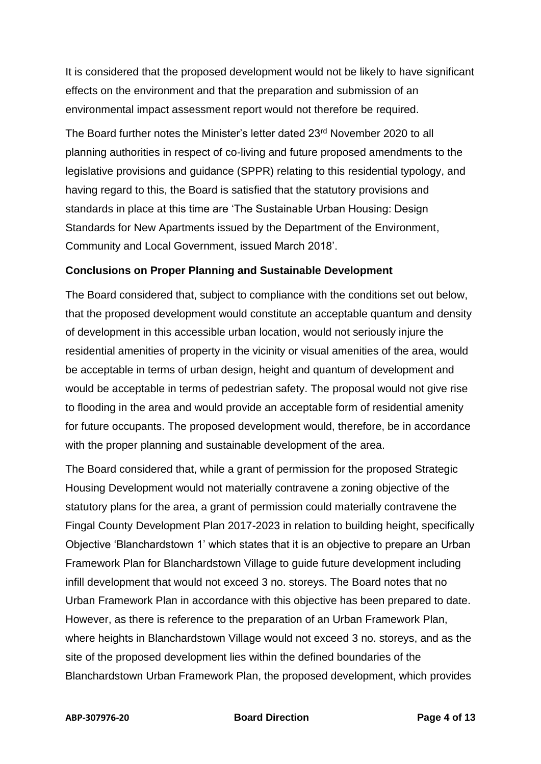It is considered that the proposed development would not be likely to have significant effects on the environment and that the preparation and submission of an environmental impact assessment report would not therefore be required.

The Board further notes the Minister's letter dated 23rd November 2020 to all planning authorities in respect of co-living and future proposed amendments to the legislative provisions and guidance (SPPR) relating to this residential typology, and having regard to this, the Board is satisfied that the statutory provisions and standards in place at this time are 'The Sustainable Urban Housing: Design Standards for New Apartments issued by the Department of the Environment, Community and Local Government, issued March 2018'.

**Conclusions on Proper Planning and Sustainable Development**

The Board considered that, subject to compliance with the conditions set out below, that the proposed development would constitute an acceptable quantum and density of development in this accessible urban location, would not seriously injure the residential amenities of property in the vicinity or visual amenities of the area, would be acceptable in terms of urban design, height and quantum of development and would be acceptable in terms of pedestrian safety. The proposal would not give rise to flooding in the area and would provide an acceptable form of residential amenity for future occupants. The proposed development would, therefore, be in accordance with the proper planning and sustainable development of the area.

The Board considered that, while a grant of permission for the proposed Strategic Housing Development would not materially contravene a zoning objective of the statutory plans for the area, a grant of permission could materially contravene the Fingal County Development Plan 2017-2023 in relation to building height, specifically Objective 'Blanchardstown 1' which states that it is an objective to prepare an Urban Framework Plan for Blanchardstown Village to guide future development including infill development that would not exceed 3 no. storeys. The Board notes that no Urban Framework Plan in accordance with this objective has been prepared to date. However, as there is reference to the preparation of an Urban Framework Plan, where heights in Blanchardstown Village would not exceed 3 no. storeys, and as the site of the proposed development lies within the defined boundaries of the Blanchardstown Urban Framework Plan, the proposed development, which provides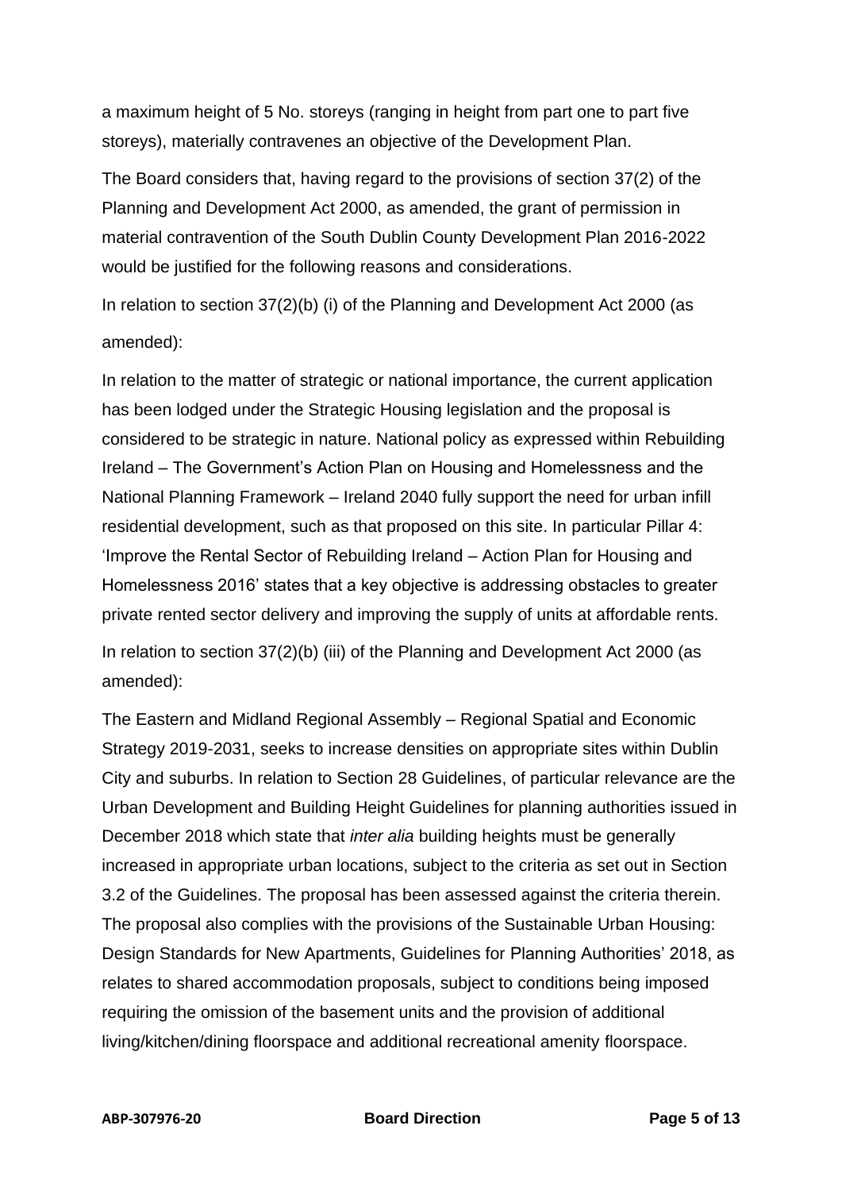a maximum height of 5 No. storeys (ranging in height from part one to part five storeys), materially contravenes an objective of the Development Plan.

The Board considers that, having regard to the provisions of section 37(2) of the Planning and Development Act 2000, as amended, the grant of permission in material contravention of the South Dublin County Development Plan 2016-2022 would be justified for the following reasons and considerations.

In relation to section 37(2)(b) (i) of the Planning and Development Act 2000 (as amended):

In relation to the matter of strategic or national importance, the current application has been lodged under the Strategic Housing legislation and the proposal is considered to be strategic in nature. National policy as expressed within Rebuilding Ireland – The Government's Action Plan on Housing and Homelessness and the National Planning Framework – Ireland 2040 fully support the need for urban infill residential development, such as that proposed on this site. In particular Pillar 4: 'Improve the Rental Sector of Rebuilding Ireland – Action Plan for Housing and Homelessness 2016' states that a key objective is addressing obstacles to greater private rented sector delivery and improving the supply of units at affordable rents.

In relation to section 37(2)(b) (iii) of the Planning and Development Act 2000 (as amended):

The Eastern and Midland Regional Assembly – Regional Spatial and Economic Strategy 2019-2031, seeks to increase densities on appropriate sites within Dublin City and suburbs. In relation to Section 28 Guidelines, of particular relevance are the Urban Development and Building Height Guidelines for planning authorities issued in December 2018 which state that *inter alia* building heights must be generally increased in appropriate urban locations, subject to the criteria as set out in Section 3.2 of the Guidelines. The proposal has been assessed against the criteria therein. The proposal also complies with the provisions of the Sustainable Urban Housing: Design Standards for New Apartments, Guidelines for Planning Authorities' 2018, as relates to shared accommodation proposals, subject to conditions being imposed requiring the omission of the basement units and the provision of additional living/kitchen/dining floorspace and additional recreational amenity floorspace.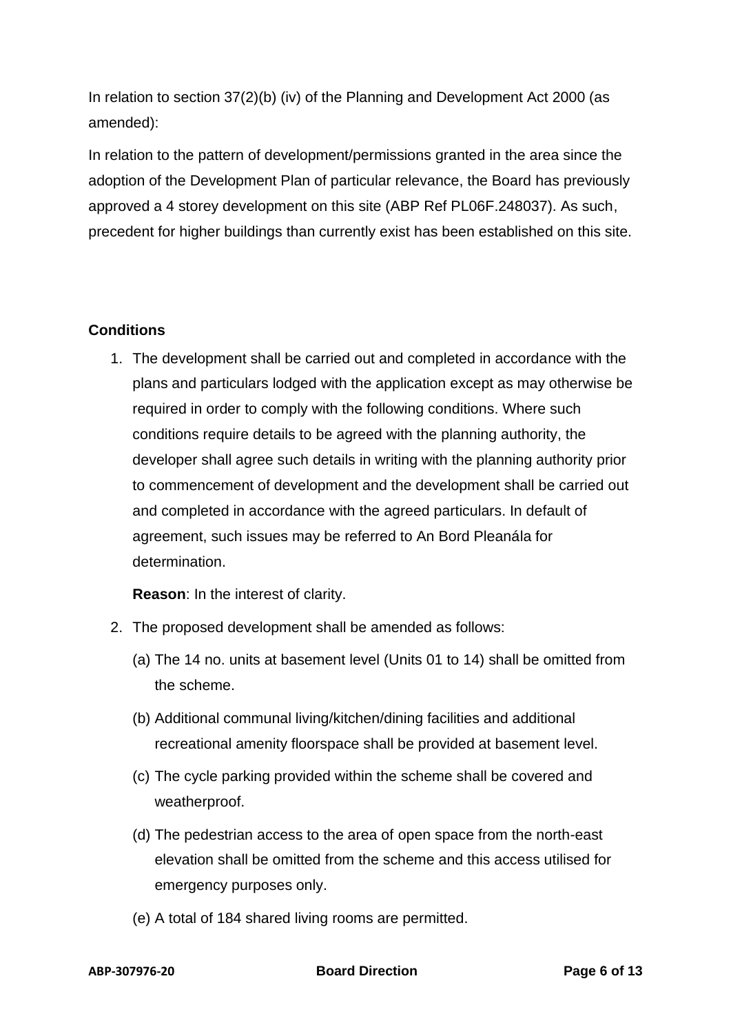In relation to section 37(2)(b) (iv) of the Planning and Development Act 2000 (as amended):

In relation to the pattern of development/permissions granted in the area since the adoption of the Development Plan of particular relevance, the Board has previously approved a 4 storey development on this site (ABP Ref PL06F.248037). As such, precedent for higher buildings than currently exist has been established on this site.

**Conditions**

1. The development shall be carried out and completed in accordance with the plans and particulars lodged with the application except as may otherwise be required in order to comply with the following conditions. Where such conditions require details to be agreed with the planning authority, the developer shall agree such details in writing with the planning authority prior to commencement of development and the development shall be carried out and completed in accordance with the agreed particulars. In default of agreement, such issues may be referred to An Bord Pleanála for determination.

   **Reason**: In the interest of clarity.

2. The proposed development shall be amended as follows:

   (a) The 14 no. units at basement level (Units 01 to 14) shall be omitted from the scheme.

   (b) Additional communal living/kitchen/dining facilities and additional recreational amenity floorspace shall be provided at basement level.

   (c) The cycle parking provided within the scheme shall be covered and weatherproof.

   (d) The pedestrian access to the area of open space from the north-east elevation shall be omitted from the scheme and this access utilised for emergency purposes only.

   (e) A total of 184 shared living rooms are permitted.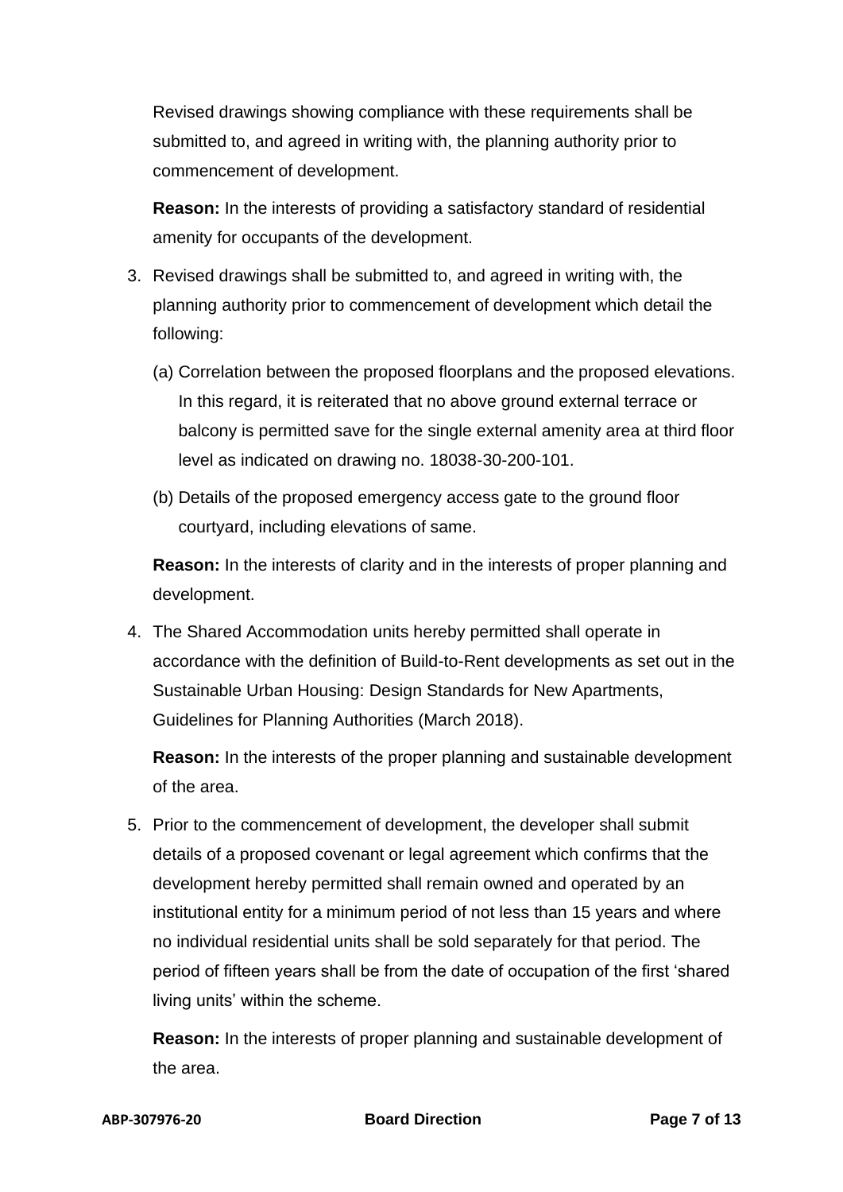Revised drawings showing compliance with these requirements shall be submitted to, and agreed in writing with, the planning authority prior to commencement of development.

**Reason:** In the interests of providing a satisfactory standard of residential amenity for occupants of the development.

3. Revised drawings shall be submitted to, and agreed in writing with, the planning authority prior to commencement of development which detail the following:

   (a) Correlation between the proposed floorplans and the proposed elevations. In this regard, it is reiterated that no above ground external terrace or balcony is permitted save for the single external amenity area at third floor level as indicated on drawing no. 18038-30-200-101.

   (b) Details of the proposed emergency access gate to the ground floor courtyard, including elevations of same.

   **Reason:** In the interests of clarity and in the interests of proper planning and development.

4. The Shared Accommodation units hereby permitted shall operate in accordance with the definition of Build-to-Rent developments as set out in the Sustainable Urban Housing: Design Standards for New Apartments, Guidelines for Planning Authorities (March 2018).

   **Reason:** In the interests of the proper planning and sustainable development of the area.

5. Prior to the commencement of development, the developer shall submit details of a proposed covenant or legal agreement which confirms that the development hereby permitted shall remain owned and operated by an institutional entity for a minimum period of not less than 15 years and where no individual residential units shall be sold separately for that period. The period of fifteen years shall be from the date of occupation of the first 'shared living units' within the scheme.

   **Reason:** In the interests of proper planning and sustainable development of the area.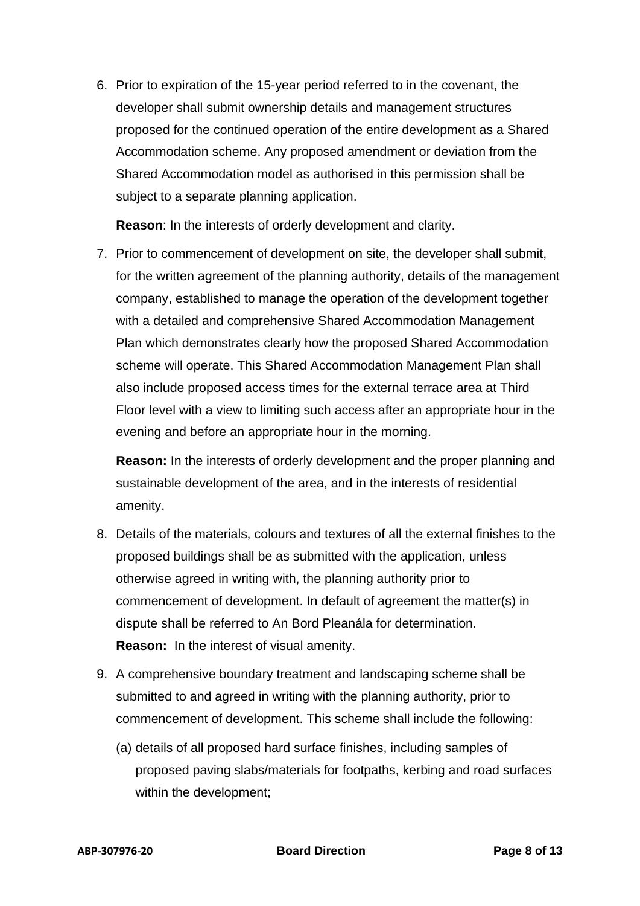6. Prior to expiration of the 15-year period referred to in the covenant, the developer shall submit ownership details and management structures proposed for the continued operation of the entire development as a Shared Accommodation scheme. Any proposed amendment or deviation from the Shared Accommodation model as authorised in this permission shall be subject to a separate planning application.

   **Reason**: In the interests of orderly development and clarity.

7. Prior to commencement of development on site, the developer shall submit, for the written agreement of the planning authority, details of the management company, established to manage the operation of the development together with a detailed and comprehensive Shared Accommodation Management Plan which demonstrates clearly how the proposed Shared Accommodation scheme will operate. This Shared Accommodation Management Plan shall also include proposed access times for the external terrace area at Third Floor level with a view to limiting such access after an appropriate hour in the evening and before an appropriate hour in the morning.

   **Reason:** In the interests of orderly development and the proper planning and sustainable development of the area, and in the interests of residential amenity.

8. Details of the materials, colours and textures of all the external finishes to the proposed buildings shall be as submitted with the application, unless otherwise agreed in writing with, the planning authority prior to commencement of development. In default of agreement the matter(s) in dispute shall be referred to An Bord Pleanála for determination.
   **Reason:** In the interest of visual amenity.

9. A comprehensive boundary treatment and landscaping scheme shall be submitted to and agreed in writing with the planning authority, prior to commencement of development. This scheme shall include the following:

   (a) details of all proposed hard surface finishes, including samples of proposed paving slabs/materials for footpaths, kerbing and road surfaces within the development;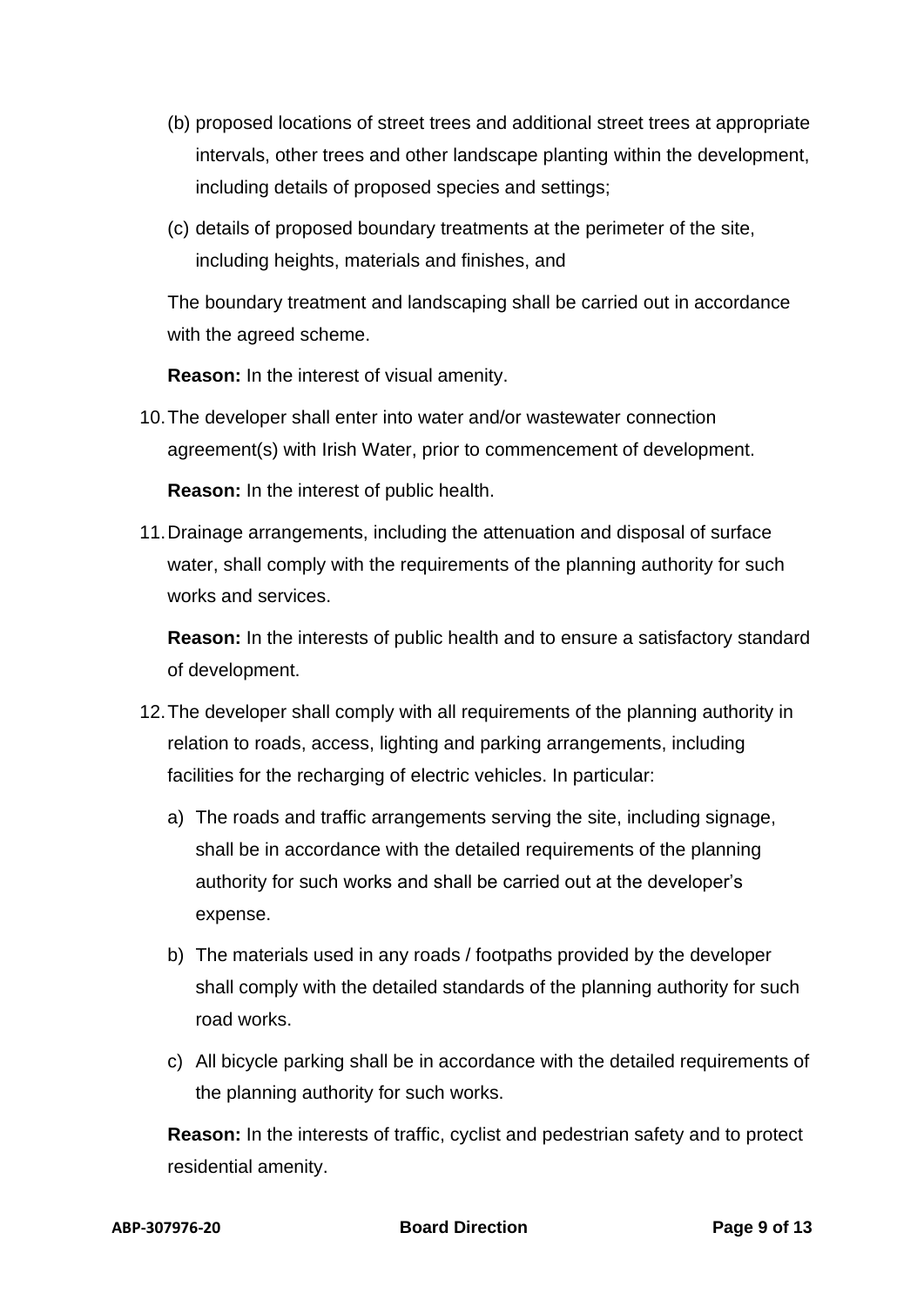(b) proposed locations of street trees and additional street trees at appropriate intervals, other trees and other landscape planting within the development, including details of proposed species and settings;

(c) details of proposed boundary treatments at the perimeter of the site, including heights, materials and finishes, and

The boundary treatment and landscaping shall be carried out in accordance with the agreed scheme.

**Reason:** In the interest of visual amenity.

10. The developer shall enter into water and/or wastewater connection agreement(s) with Irish Water, prior to commencement of development.

    **Reason:** In the interest of public health.

11. Drainage arrangements, including the attenuation and disposal of surface water, shall comply with the requirements of the planning authority for such works and services.

    **Reason:** In the interests of public health and to ensure a satisfactory standard of development.

12. The developer shall comply with all requirements of the planning authority in relation to roads, access, lighting and parking arrangements, including facilities for the recharging of electric vehicles. In particular:

    a) The roads and traffic arrangements serving the site, including signage, shall be in accordance with the detailed requirements of the planning authority for such works and shall be carried out at the developer's expense.

    b) The materials used in any roads / footpaths provided by the developer shall comply with the detailed standards of the planning authority for such road works.

    c) All bicycle parking shall be in accordance with the detailed requirements of the planning authority for such works.

    **Reason:** In the interests of traffic, cyclist and pedestrian safety and to protect residential amenity.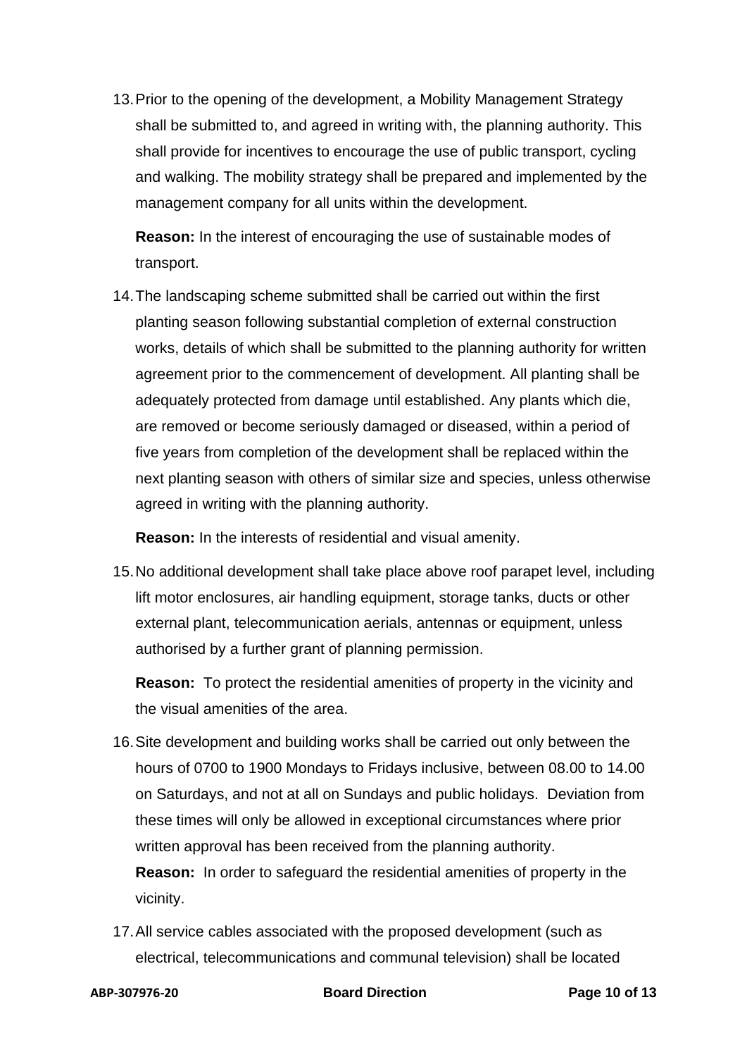13. Prior to the opening of the development, a Mobility Management Strategy shall be submitted to, and agreed in writing with, the planning authority. This shall provide for incentives to encourage the use of public transport, cycling and walking. The mobility strategy shall be prepared and implemented by the management company for all units within the development.

    **Reason:** In the interest of encouraging the use of sustainable modes of transport.

14. The landscaping scheme submitted shall be carried out within the first planting season following substantial completion of external construction works, details of which shall be submitted to the planning authority for written agreement prior to the commencement of development. All planting shall be adequately protected from damage until established. Any plants which die, are removed or become seriously damaged or diseased, within a period of five years from completion of the development shall be replaced within the next planting season with others of similar size and species, unless otherwise agreed in writing with the planning authority.

    **Reason:** In the interests of residential and visual amenity.

15. No additional development shall take place above roof parapet level, including lift motor enclosures, air handling equipment, storage tanks, ducts or other external plant, telecommunication aerials, antennas or equipment, unless authorised by a further grant of planning permission.

    **Reason:** To protect the residential amenities of property in the vicinity and the visual amenities of the area.

16. Site development and building works shall be carried out only between the hours of 0700 to 1900 Mondays to Fridays inclusive, between 08.00 to 14.00 on Saturdays, and not at all on Sundays and public holidays. Deviation from these times will only be allowed in exceptional circumstances where prior written approval has been received from the planning authority.
    **Reason:** In order to safeguard the residential amenities of property in the vicinity.

17. All service cables associated with the proposed development (such as electrical, telecommunications and communal television) shall be located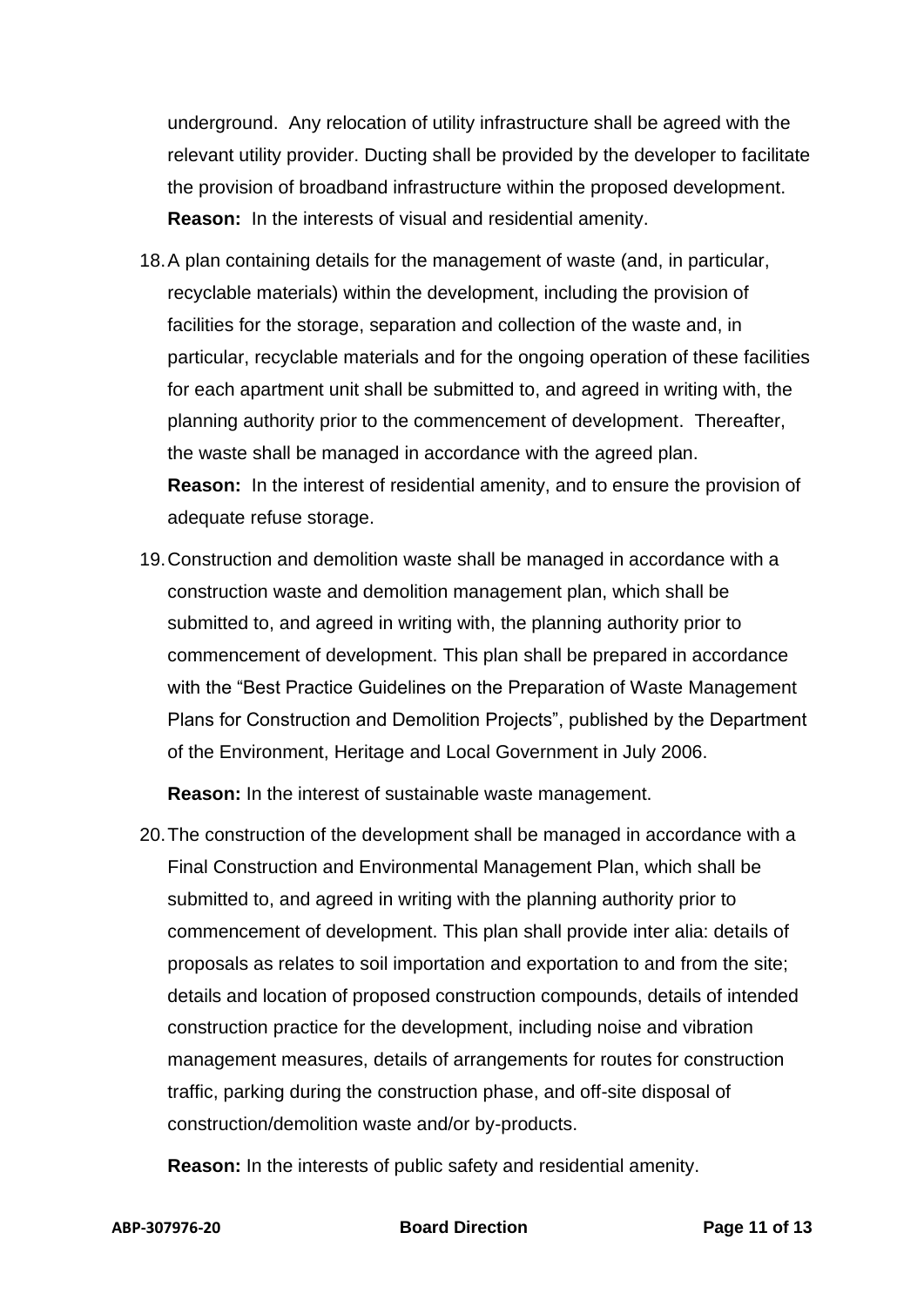underground. Any relocation of utility infrastructure shall be agreed with the relevant utility provider. Ducting shall be provided by the developer to facilitate the provision of broadband infrastructure within the proposed development.
**Reason:** In the interests of visual and residential amenity.

18. A plan containing details for the management of waste (and, in particular, recyclable materials) within the development, including the provision of facilities for the storage, separation and collection of the waste and, in particular, recyclable materials and for the ongoing operation of these facilities for each apartment unit shall be submitted to, and agreed in writing with, the planning authority prior to the commencement of development. Thereafter, the waste shall be managed in accordance with the agreed plan.
**Reason:** In the interest of residential amenity, and to ensure the provision of adequate refuse storage.

19. Construction and demolition waste shall be managed in accordance with a construction waste and demolition management plan, which shall be submitted to, and agreed in writing with, the planning authority prior to commencement of development. This plan shall be prepared in accordance with the "Best Practice Guidelines on the Preparation of Waste Management Plans for Construction and Demolition Projects", published by the Department of the Environment, Heritage and Local Government in July 2006.

    **Reason:** In the interest of sustainable waste management.

20. The construction of the development shall be managed in accordance with a Final Construction and Environmental Management Plan, which shall be submitted to, and agreed in writing with the planning authority prior to commencement of development. This plan shall provide inter alia: details of proposals as relates to soil importation and exportation to and from the site; details and location of proposed construction compounds, details of intended construction practice for the development, including noise and vibration management measures, details of arrangements for routes for construction traffic, parking during the construction phase, and off-site disposal of construction/demolition waste and/or by-products.

    **Reason:** In the interests of public safety and residential amenity.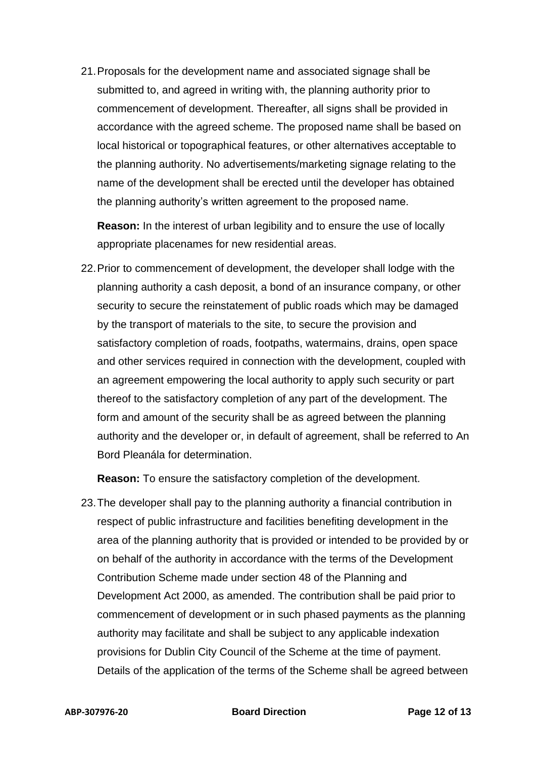21. Proposals for the development name and associated signage shall be submitted to, and agreed in writing with, the planning authority prior to commencement of development. Thereafter, all signs shall be provided in accordance with the agreed scheme. The proposed name shall be based on local historical or topographical features, or other alternatives acceptable to the planning authority. No advertisements/marketing signage relating to the name of the development shall be erected until the developer has obtained the planning authority's written agreement to the proposed name.

    **Reason:** In the interest of urban legibility and to ensure the use of locally appropriate placenames for new residential areas.

22. Prior to commencement of development, the developer shall lodge with the planning authority a cash deposit, a bond of an insurance company, or other security to secure the reinstatement of public roads which may be damaged by the transport of materials to the site, to secure the provision and satisfactory completion of roads, footpaths, watermains, drains, open space and other services required in connection with the development, coupled with an agreement empowering the local authority to apply such security or part thereof to the satisfactory completion of any part of the development. The form and amount of the security shall be as agreed between the planning authority and the developer or, in default of agreement, shall be referred to An Bord Pleanála for determination.

    **Reason:** To ensure the satisfactory completion of the development.

23. The developer shall pay to the planning authority a financial contribution in respect of public infrastructure and facilities benefiting development in the area of the planning authority that is provided or intended to be provided by or on behalf of the authority in accordance with the terms of the Development Contribution Scheme made under section 48 of the Planning and Development Act 2000, as amended. The contribution shall be paid prior to commencement of development or in such phased payments as the planning authority may facilitate and shall be subject to any applicable indexation provisions for Dublin City Council of the Scheme at the time of payment. Details of the application of the terms of the Scheme shall be agreed between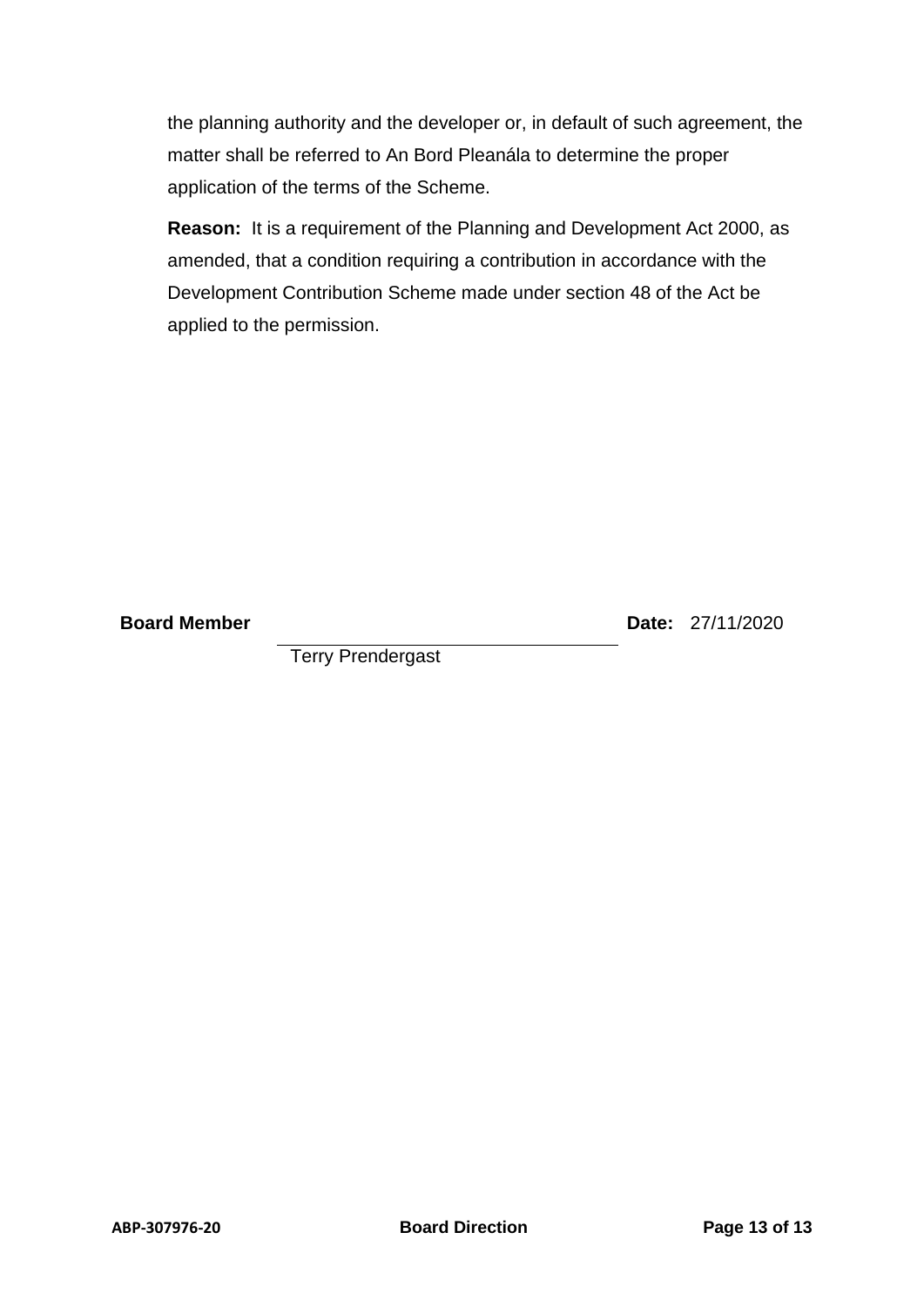the planning authority and the developer or, in default of such agreement, the matter shall be referred to An Bord Pleanála to determine the proper application of the terms of the Scheme.

**Reason:** It is a requirement of the Planning and Development Act 2000, as amended, that a condition requiring a contribution in accordance with the Development Contribution Scheme made under section 48 of the Act be applied to the permission.

**Board Member** ______________________________ **Date:** 27/11/2020

Terry Prendergast